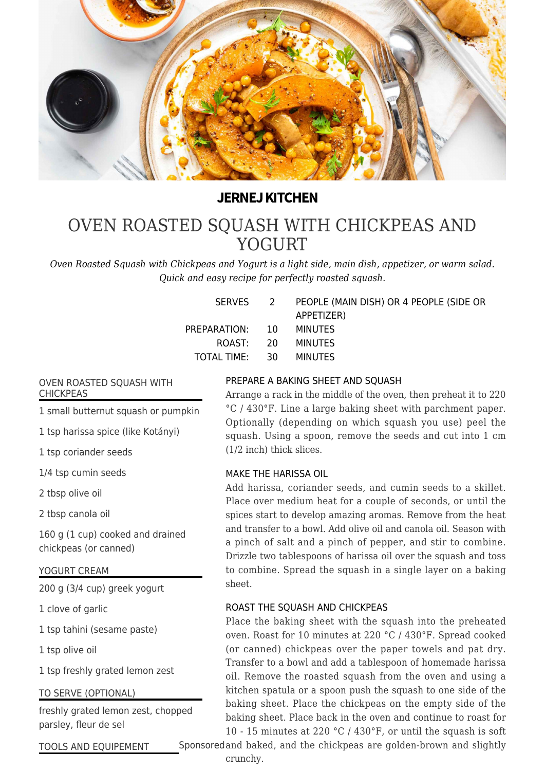**JERNEJ KITCHEN**

# OVEN ROASTED SQUASH WITH CHICKPEAS AND YOGURT

*Oven Roasted Squash with Chickpeas and Yogurt is a light side, main dish, appetizer, or warm salad. Quick and easy recipe for perfectly roasted squash.*

| | | |
|---|---|---|
| SERVES | 2 | PEOPLE (MAIN DISH) OR 4 PEOPLE (SIDE OR APPETIZER) |
| PREPARATION: | 10 | MINUTES |
| ROAST: | 20 | MINUTES |
| TOTAL TIME: | 30 | MINUTES |

### OVEN ROASTED SQUASH WITH CHICKPEAS

1 small butternut squash or pumpkin

1 tsp harissa spice (like Kotányi)

1 tsp coriander seeds

1/4 tsp cumin seeds

2 tbsp olive oil

2 tbsp canola oil

160 g (1 cup) cooked and drained chickpeas (or canned)

### YOGURT CREAM

200 g (3/4 cup) greek yogurt

1 clove of garlic

1 tsp tahini (sesame paste)

1 tsp olive oil

1 tsp freshly grated lemon zest

### TO SERVE (OPTIONAL)

freshly grated lemon zest, chopped parsley, fleur de sel

### TOOLS AND EQUIPEMENT

Sponsored

### PREPARE A BAKING SHEET AND SQUASH

Arrange a rack in the middle of the oven, then preheat it to 220 °C / 430°F. Line a large baking sheet with parchment paper. Optionally (depending on which squash you use) peel the squash. Using a spoon, remove the seeds and cut into 1 cm (1/2 inch) thick slices.

### MAKE THE HARISSA OIL

Add harissa, coriander seeds, and cumin seeds to a skillet. Place over medium heat for a couple of seconds, or until the spices start to develop amazing aromas. Remove from the heat and transfer to a bowl. Add olive oil and canola oil. Season with a pinch of salt and a pinch of pepper, and stir to combine. Drizzle two tablespoons of harissa oil over the squash and toss to combine. Spread the squash in a single layer on a baking sheet.

### ROAST THE SQUASH AND CHICKPEAS

Place the baking sheet with the squash into the preheated oven. Roast for 10 minutes at 220 °C / 430°F. Spread cooked (or canned) chickpeas over the paper towels and pat dry. Transfer to a bowl and add a tablespoon of homemade harissa oil. Remove the roasted squash from the oven and using a kitchen spatula or a spoon push the squash to one side of the baking sheet. Place the chickpeas on the empty side of the baking sheet. Place back in the oven and continue to roast for 10 - 15 minutes at 220 °C / 430°F, or until the squash is soft and baked, and the chickpeas are golden-brown and slightly crunchy.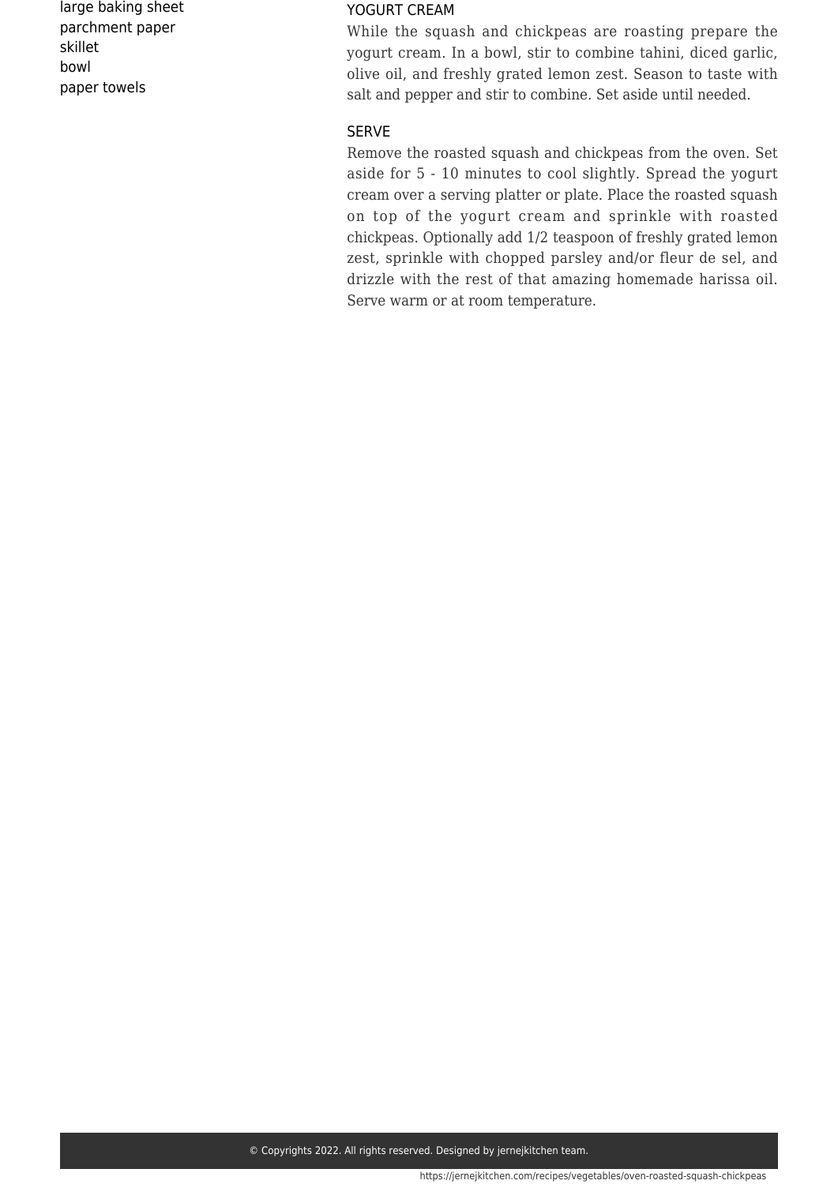large baking sheet
parchment paper
skillet
bowl
paper towels

### YOGURT CREAM

While the squash and chickpeas are roasting prepare the yogurt cream. In a bowl, stir to combine tahini, diced garlic, olive oil, and freshly grated lemon zest. Season to taste with salt and pepper and stir to combine. Set aside until needed.

### SERVE

Remove the roasted squash and chickpeas from the oven. Set aside for 5 - 10 minutes to cool slightly. Spread the yogurt cream over a serving platter or plate. Place the roasted squash on top of the yogurt cream and sprinkle with roasted chickpeas. Optionally add 1/2 teaspoon of freshly grated lemon zest, sprinkle with chopped parsley and/or fleur de sel, and drizzle with the rest of that amazing homemade harissa oil. Serve warm or at room temperature.

© Copyrights 2022. All rights reserved. Designed by jernejkitchen team.